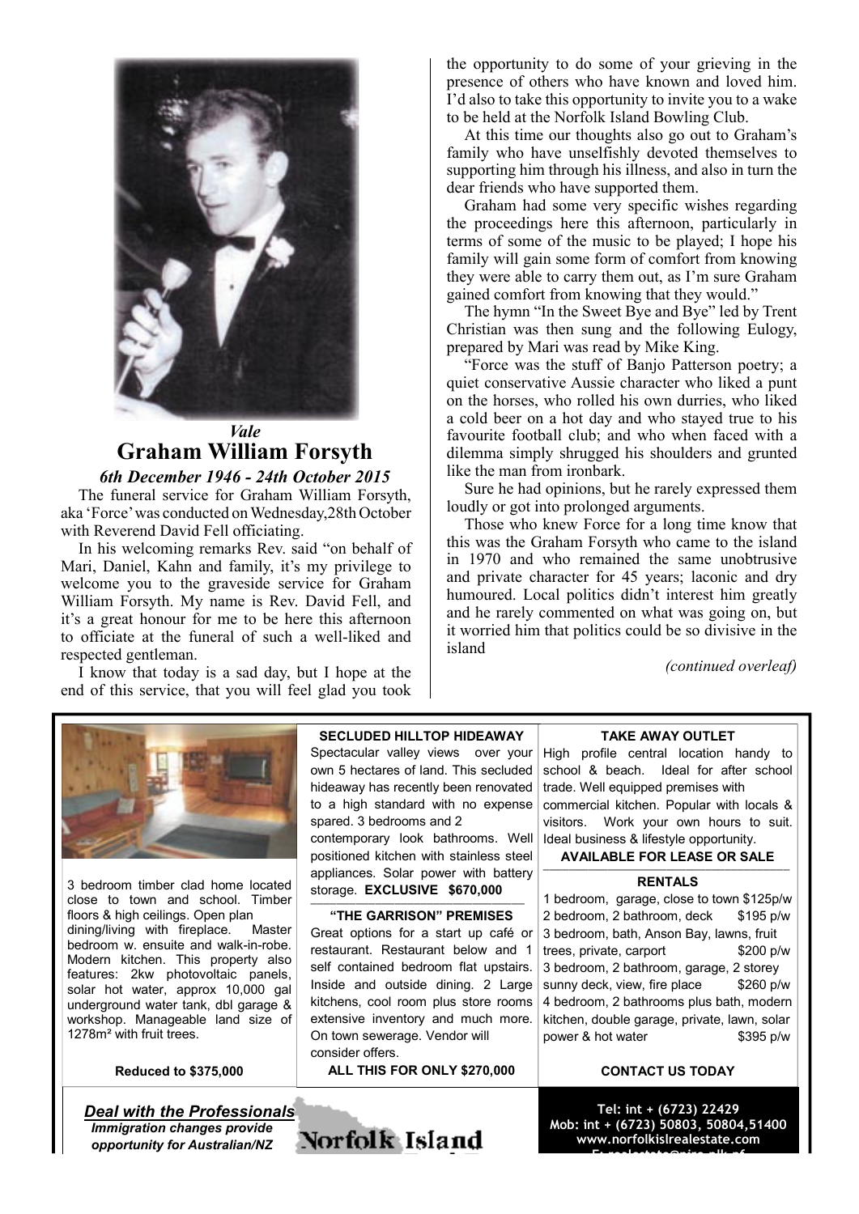*Vale*

# Graham William Forsyth

***6th December 1946 - 24th October 2015***

The funeral service for Graham William Forsyth, aka 'Force' was conducted on Wednesday,28th October with Reverend David Fell officiating.

In his welcoming remarks Rev. said "on behalf of Mari, Daniel, Kahn and family, it's my privilege to welcome you to the graveside service for Graham William Forsyth. My name is Rev. David Fell, and it's a great honour for me to be here this afternoon to officiate at the funeral of such a well-liked and respected gentleman.

I know that today is a sad day, but I hope at the end of this service, that you will feel glad you took the opportunity to do some of your grieving in the presence of others who have known and loved him. I'd also to take this opportunity to invite you to a wake to be held at the Norfolk Island Bowling Club.

At this time our thoughts also go out to Graham's family who have unselfishly devoted themselves to supporting him through his illness, and also in turn the dear friends who have supported them.

Graham had some very specific wishes regarding the proceedings here this afternoon, particularly in terms of some of the music to be played; I hope his family will gain some form of comfort from knowing they were able to carry them out, as I'm sure Graham gained comfort from knowing that they would."

The hymn "In the Sweet Bye and Bye" led by Trent Christian was then sung and the following Eulogy, prepared by Mari was read by Mike King.

"Force was the stuff of Banjo Patterson poetry; a quiet conservative Aussie character who liked a punt on the horses, who rolled his own durries, who liked a cold beer on a hot day and who stayed true to his favourite football club; and who when faced with a dilemma simply shrugged his shoulders and grunted like the man from ironbark.

Sure he had opinions, but he rarely expressed them loudly or got into prolonged arguments.

Those who knew Force for a long time know that this was the Graham Forsyth who came to the island in 1970 and who remained the same unobtrusive and private character for 45 years; laconic and dry humoured. Local politics didn't interest him greatly and he rarely commented on what was going on, but it worried him that politics could be so divisive in the island

*(continued overleaf)*

---

3 bedroom timber clad home located close to town and school. Timber floors & high ceilings. Open plan dining/living with fireplace. Master bedroom w. ensuite and walk-in-robe. Modern kitchen. This property also features: 2kw photovoltaic panels, solar hot water, approx 10,000 gal underground water tank, dbl garage & workshop. Manageable land size of 1278m² with fruit trees.

**Reduced to $375,000**

**SECLUDED HILLTOP HIDEAWAY**

Spectacular valley views over your own 5 hectares of land. This secluded hideaway has recently been renovated to a high standard with no expense spared. 3 bedrooms and 2 contemporary look bathrooms. Well positioned kitchen with stainless steel appliances. Solar power with battery storage. **EXCLUSIVE $670,000**

**"THE GARRISON" PREMISES**

Great options for a start up café or restaurant. Restaurant below and 1 self contained bedroom flat upstairs. Inside and outside dining. 2 Large kitchens, cool room plus store rooms extensive inventory and much more. On town sewerage. Vendor will consider offers.

**ALL THIS FOR ONLY $270,000**

**TAKE AWAY OUTLET**

High profile central location handy to school & beach. Ideal for after school trade. Well equipped premises with commercial kitchen. Popular with locals & visitors. Work your own hours to suit. Ideal business & lifestyle opportunity.

**AVAILABLE FOR LEASE OR SALE**

**RENTALS**

1 bedroom, garage, close to town $125p/w
2 bedroom, 2 bathroom, deck $195 p/w
3 bedroom, bath, Anson Bay, lawns, fruit trees, private, carport $200 p/w
3 bedroom, 2 bathroom, garage, 2 storey sunny deck, view, fire place $260 p/w
4 bedroom, 2 bathrooms plus bath, modern kitchen, double garage, private, lawn, solar power & hot water $395 p/w

**CONTACT US TODAY**

***Deal with the Professionals***

***Immigration changes provide opportunity for Australian/NZ***

Norfolk Island

**Tel: int + (6723) 22429**
**Mob: int + (6723) 50803, 50804,51400**
**www.norfolkislrealestate.com**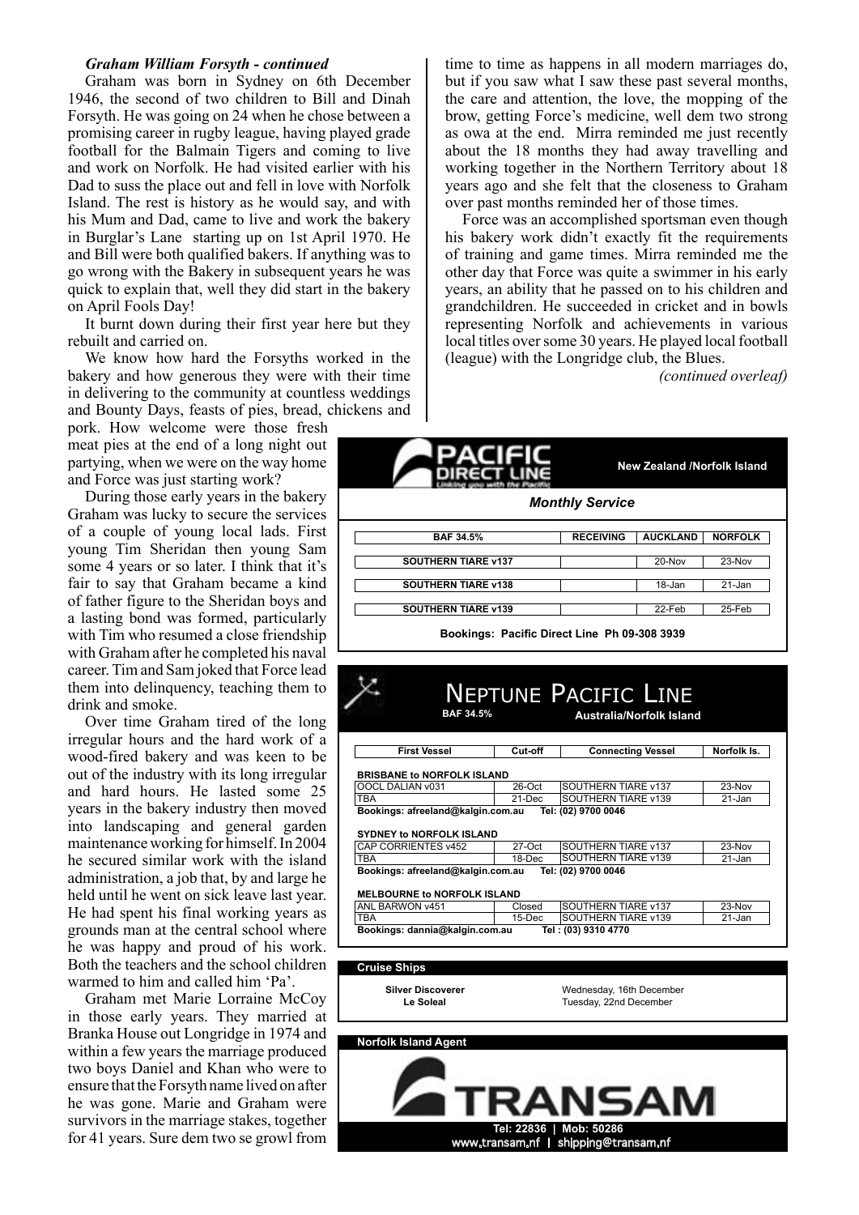### *Graham William Forsyth - continued*

Graham was born in Sydney on 6th December 1946, the second of two children to Bill and Dinah Forsyth. He was going on 24 when he chose between a promising career in rugby league, having played grade football for the Balmain Tigers and coming to live and work on Norfolk. He had visited earlier with his Dad to suss the place out and fell in love with Norfolk Island. The rest is history as he would say, and with his Mum and Dad, came to live and work the bakery in Burglar's Lane starting up on 1st April 1970. He and Bill were both qualified bakers. If anything was to go wrong with the Bakery in subsequent years he was quick to explain that, well they did start in the bakery on April Fools Day!

It burnt down during their first year here but they rebuilt and carried on.

We know how hard the Forsyths worked in the bakery and how generous they were with their time in delivering to the community at countless weddings and Bounty Days, feasts of pies, bread, chickens and pork. How welcome were those fresh meat pies at the end of a long night out partying, when we were on the way home and Force was just starting work?

During those early years in the bakery Graham was lucky to secure the services of a couple of young local lads. First young Tim Sheridan then young Sam some 4 years or so later. I think that it's fair to say that Graham became a kind of father figure to the Sheridan boys and a lasting bond was formed, particularly with Tim who resumed a close friendship with Graham after he completed his naval career. Tim and Sam joked that Force lead them into delinquency, teaching them to drink and smoke.

Over time Graham tired of the long irregular hours and the hard work of a wood-fired bakery and was keen to be out of the industry with its long irregular and hard hours. He lasted some 25 years in the bakery industry then moved into landscaping and general garden maintenance working for himself. In 2004 he secured similar work with the island administration, a job that, by and large he held until he went on sick leave last year. He had spent his final working years as grounds man at the central school where he was happy and proud of his work. Both the teachers and the school children warmed to him and called him 'Pa'.

Graham met Marie Lorraine McCoy in those early years. They married at Branka House out Longridge in 1974 and within a few years the marriage produced two boys Daniel and Khan who were to ensure that the Forsyth name lived on after he was gone. Marie and Graham were survivors in the marriage stakes, together for 41 years. Sure dem two se growl from time to time as happens in all modern marriages do, but if you saw what I saw these past several months, the care and attention, the love, the mopping of the brow, getting Force's medicine, well dem two strong as owa at the end. Mirra reminded me just recently about the 18 months they had away travelling and working together in the Northern Territory about 18 years ago and she felt that the closeness to Graham over past months reminded her of those times.

Force was an accomplished sportsman even though his bakery work didn't exactly fit the requirements of training and game times. Mirra reminded me the other day that Force was quite a swimmer in his early years, an ability that he passed on to his children and grandchildren. He succeeded in cricket and in bowls representing Norfolk and achievements in various local titles over some 30 years. He played local football (league) with the Longridge club, the Blues.

*(continued overleaf)*

---

**PACIFIC DIRECT LINE** — Linking you with the Pacific

**New Zealand /Norfolk Island**

***Monthly Service***

| BAF 34.5% | RECEIVING | AUCKLAND | NORFOLK |
|---|---|---|---|
| SOUTHERN TIARE v137 | | 20-Nov | 23-Nov |
| SOUTHERN TIARE v138 | | 18-Jan | 21-Jan |
| SOUTHERN TIARE v139 | | 22-Feb | 25-Feb |

**Bookings: Pacific Direct Line Ph 09-308 3939**

---

**NEPTUNE PACIFIC LINE**

**BAF 34.5%** — **Australia/Norfolk Island**

| First Vessel | Cut-off | Connecting Vessel | Norfolk Is. |
|---|---|---|---|
| **BRISBANE to NORFOLK ISLAND** | | | |
| OOCL DALIAN v031 | 26-Oct | SOUTHERN TIARE v137 | 23-Nov |
| TBA | 21-Dec | SOUTHERN TIARE v139 | 21-Jan |
| **Bookings: afreeland@kalgin.com.au Tel: (02) 9700 0046** | | | |
| **SYDNEY to NORFOLK ISLAND** | | | |
| CAP CORRIENTES v452 | 27-Oct | SOUTHERN TIARE v137 | 23-Nov |
| TBA | 18-Dec | SOUTHERN TIARE v139 | 21-Jan |
| **Bookings: afreeland@kalgin.com.au Tel: (02) 9700 0046** | | | |
| **MELBOURNE to NORFOLK ISLAND** | | | |
| ANL BARWON v451 | Closed | SOUTHERN TIARE v137 | 23-Nov |
| TBA | 15-Dec | SOUTHERN TIARE v139 | 21-Jan |
| **Bookings: dannia@kalgin.com.au Tel : (03) 9310 4770** | | | |

---

**Cruise Ships**

| | |
|---|---|
| **Silver Discoverer** | Wednesday, 16th December |
| **Le Soleal** | Tuesday, 22nd December |

---

**Norfolk Island Agent**

**TRANSAM**

**Tel: 22836 | Mob: 50286**

www.transam.nf | shipping@transam.nf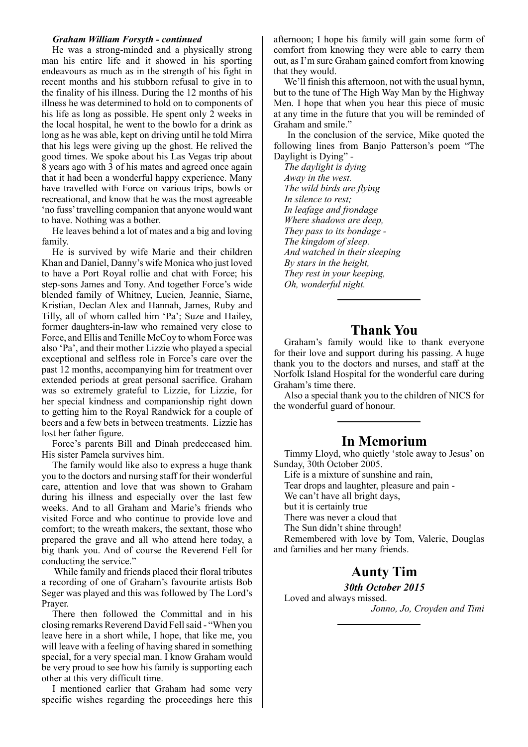***Graham William Forsyth - continued***

He was a strong-minded and a physically strong man his entire life and it showed in his sporting endeavours as much as in the strength of his fight in recent months and his stubborn refusal to give in to the finality of his illness. During the 12 months of his illness he was determined to hold on to components of his life as long as possible. He spent only 2 weeks in the local hospital, he went to the bowlo for a drink as long as he was able, kept on driving until he told Mirra that his legs were giving up the ghost. He relived the good times. We spoke about his Las Vegas trip about 8 years ago with 3 of his mates and agreed once again that it had been a wonderful happy experience. Many have travelled with Force on various trips, bowls or recreational, and know that he was the most agreeable 'no fuss' travelling companion that anyone would want to have. Nothing was a bother.

He leaves behind a lot of mates and a big and loving family.

He is survived by wife Marie and their children Khan and Daniel, Danny's wife Monica who just loved to have a Port Royal rollie and chat with Force; his step-sons James and Tony. And together Force's wide blended family of Whitney, Lucien, Jeannie, Siarne, Kristian, Declan Alex and Hannah, James, Ruby and Tilly, all of whom called him 'Pa'; Suze and Hailey, former daughters-in-law who remained very close to Force, and Ellis and Tenille McCoy to whom Force was also 'Pa', and their mother Lizzie who played a special exceptional and selfless role in Force's care over the past 12 months, accompanying him for treatment over extended periods at great personal sacrifice. Graham was so extremely grateful to Lizzie, for Lizzie, for her special kindness and companionship right down to getting him to the Royal Randwick for a couple of beers and a few bets in between treatments. Lizzie has lost her father figure.

Force's parents Bill and Dinah predeceased him. His sister Pamela survives him.

The family would like also to express a huge thank you to the doctors and nursing staff for their wonderful care, attention and love that was shown to Graham during his illness and especially over the last few weeks. And to all Graham and Marie's friends who visited Force and who continue to provide love and comfort; to the wreath makers, the sextant, those who prepared the grave and all who attend here today, a big thank you. And of course the Reverend Fell for conducting the service."

While family and friends placed their floral tributes a recording of one of Graham's favourite artists Bob Seger was played and this was followed by The Lord's Prayer.

There then followed the Committal and in his closing remarks Reverend David Fell said - "When you leave here in a short while, I hope, that like me, you will leave with a feeling of having shared in something special, for a very special man. I know Graham would be very proud to see how his family is supporting each other at this very difficult time.

I mentioned earlier that Graham had some very specific wishes regarding the proceedings here this afternoon; I hope his family will gain some form of comfort from knowing they were able to carry them out, as I'm sure Graham gained comfort from knowing that they would.

We'll finish this afternoon, not with the usual hymn, but to the tune of The High Way Man by the Highway Men. I hope that when you hear this piece of music at any time in the future that you will be reminded of Graham and smile."

In the conclusion of the service, Mike quoted the following lines from Banjo Patterson's poem "The Daylight is Dying" -

*The daylight is dying*
*Away in the west.*
*The wild birds are flying*
*In silence to rest;*
*In leafage and frondage*
*Where shadows are deep,*
*They pass to its bondage -*
*The kingdom of sleep.*
*And watched in their sleeping*
*By stars in the height,*
*They rest in your keeping,*
*Oh, wonderful night.*

---

## Thank You

Graham's family would like to thank everyone for their love and support during his passing. A huge thank you to the doctors and nurses, and staff at the Norfolk Island Hospital for the wonderful care during Graham's time there.

Also a special thank you to the children of NICS for the wonderful guard of honour.

---

## In Memorium

Timmy Lloyd, who quietly 'stole away to Jesus' on Sunday, 30th October 2005.

Life is a mixture of sunshine and rain,
Tear drops and laughter, pleasure and pain -
We can't have all bright days,
but it is certainly true
There was never a cloud that
The Sun didn't shine through!

Remembered with love by Tom, Valerie, Douglas and families and her many friends.

## Aunty Tim

***30th October 2015***

Loved and always missed.

*Jonno, Jo, Croyden and Timi*

---